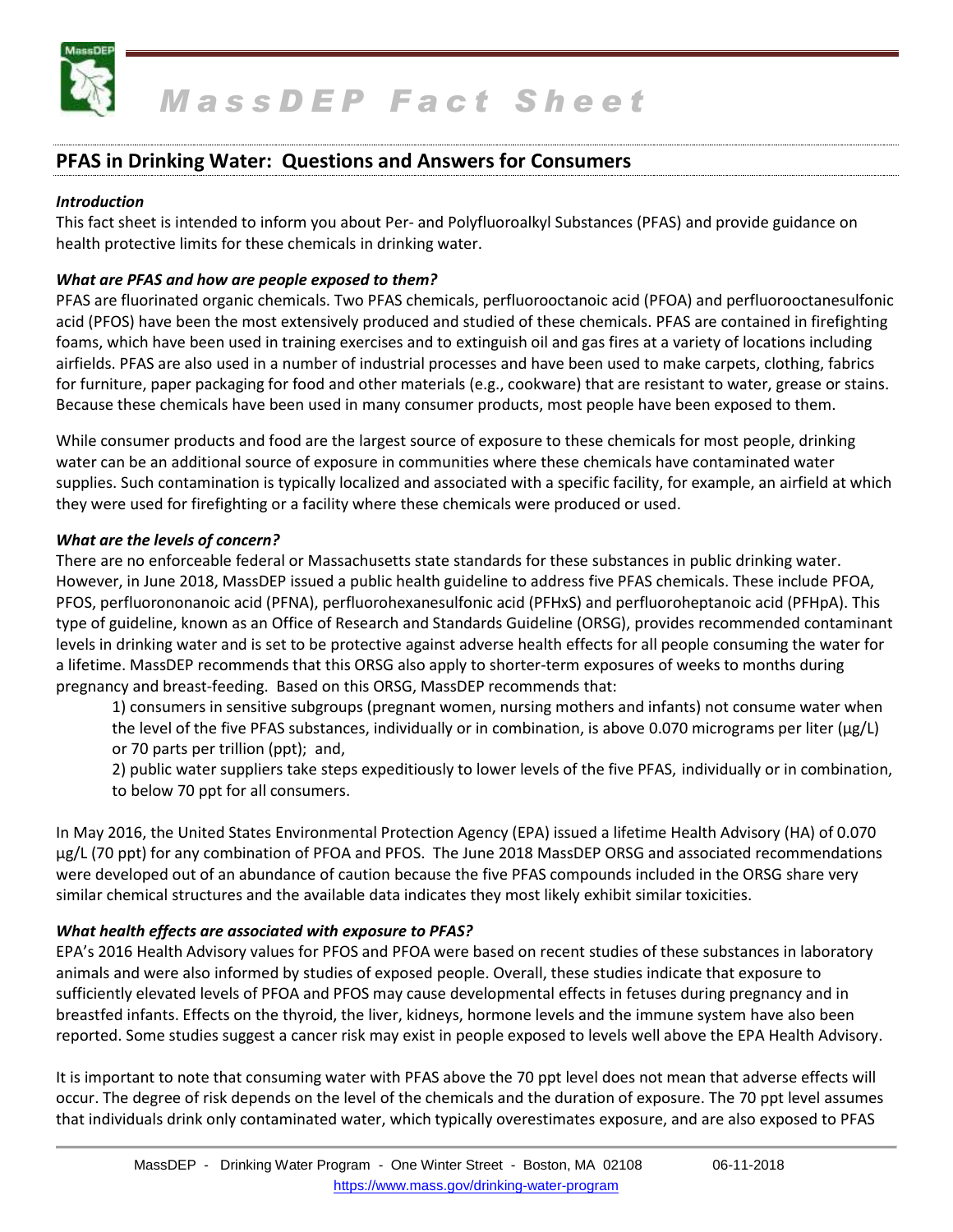# MassDEP Fact Sheet

## PFAS in Drinking Water: Questions and Answers for Consumers

### *Introduction*

This fact sheet is intended to inform you about Per- and Polyfluoroalkyl Substances (PFAS) and provide guidance on health protective limits for these chemicals in drinking water.

### *What are PFAS and how are people exposed to them?*

PFAS are fluorinated organic chemicals. Two PFAS chemicals, perfluorooctanoic acid (PFOA) and perfluorooctanesulfonic acid (PFOS) have been the most extensively produced and studied of these chemicals. PFAS are contained in firefighting foams, which have been used in training exercises and to extinguish oil and gas fires at a variety of locations including airfields. PFAS are also used in a number of industrial processes and have been used to make carpets, clothing, fabrics for furniture, paper packaging for food and other materials (e.g., cookware) that are resistant to water, grease or stains. Because these chemicals have been used in many consumer products, most people have been exposed to them.

While consumer products and food are the largest source of exposure to these chemicals for most people, drinking water can be an additional source of exposure in communities where these chemicals have contaminated water supplies. Such contamination is typically localized and associated with a specific facility, for example, an airfield at which they were used for firefighting or a facility where these chemicals were produced or used.

### *What are the levels of concern?*

There are no enforceable federal or Massachusetts state standards for these substances in public drinking water. However, in June 2018, MassDEP issued a public health guideline to address five PFAS chemicals. These include PFOA, PFOS, perfluorononanoic acid (PFNA), perfluorohexanesulfonic acid (PFHxS) and perfluoroheptanoic acid (PFHpA). This type of guideline, known as an Office of Research and Standards Guideline (ORSG), provides recommended contaminant levels in drinking water and is set to be protective against adverse health effects for all people consuming the water for a lifetime. MassDEP recommends that this ORSG also apply to shorter-term exposures of weeks to months during pregnancy and breast-feeding. Based on this ORSG, MassDEP recommends that:

1) consumers in sensitive subgroups (pregnant women, nursing mothers and infants) not consume water when the level of the five PFAS substances, individually or in combination, is above 0.070 micrograms per liter (µg/L) or 70 parts per trillion (ppt); and,

2) public water suppliers take steps expeditiously to lower levels of the five PFAS, individually or in combination, to below 70 ppt for all consumers.

In May 2016, the United States Environmental Protection Agency (EPA) issued a lifetime Health Advisory (HA) of 0.070 µg/L (70 ppt) for any combination of PFOA and PFOS. The June 2018 MassDEP ORSG and associated recommendations were developed out of an abundance of caution because the five PFAS compounds included in the ORSG share very similar chemical structures and the available data indicates they most likely exhibit similar toxicities.

### *What health effects are associated with exposure to PFAS?*

EPA's 2016 Health Advisory values for PFOS and PFOA were based on recent studies of these substances in laboratory animals and were also informed by studies of exposed people. Overall, these studies indicate that exposure to sufficiently elevated levels of PFOA and PFOS may cause developmental effects in fetuses during pregnancy and in breastfed infants. Effects on the thyroid, the liver, kidneys, hormone levels and the immune system have also been reported. Some studies suggest a cancer risk may exist in people exposed to levels well above the EPA Health Advisory.

It is important to note that consuming water with PFAS above the 70 ppt level does not mean that adverse effects will occur. The degree of risk depends on the level of the chemicals and the duration of exposure. The 70 ppt level assumes that individuals drink only contaminated water, which typically overestimates exposure, and are also exposed to PFAS

MassDEP - Drinking Water Program - One Winter Street - Boston, MA 02108 06-11-2018
https://www.mass.gov/drinking-water-program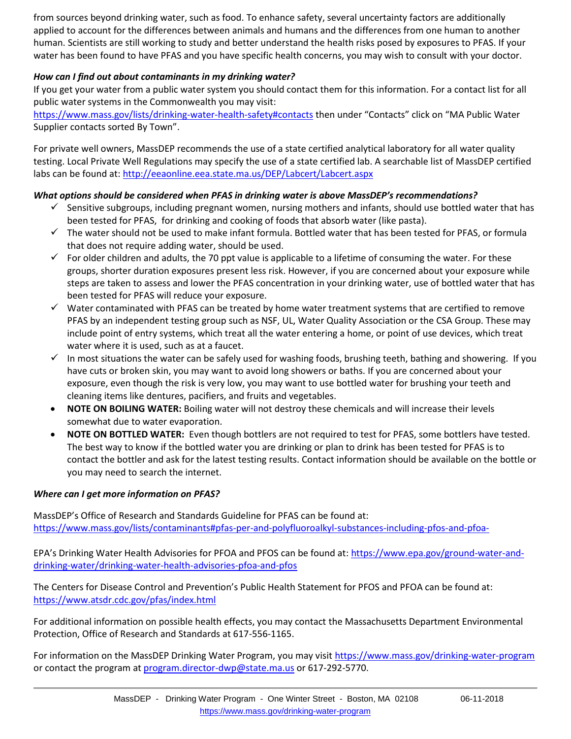from sources beyond drinking water, such as food. To enhance safety, several uncertainty factors are additionally applied to account for the differences between animals and humans and the differences from one human to another human. Scientists are still working to study and better understand the health risks posed by exposures to PFAS. If your water has been found to have PFAS and you have specific health concerns, you may wish to consult with your doctor.

***How can I find out about contaminants in my drinking water?***

If you get your water from a public water system you should contact them for this information. For a contact list for all public water systems in the Commonwealth you may visit: https://www.mass.gov/lists/drinking-water-health-safety#contacts then under "Contacts" click on "MA Public Water Supplier contacts sorted By Town".

For private well owners, MassDEP recommends the use of a state certified analytical laboratory for all water quality testing. Local Private Well Regulations may specify the use of a state certified lab. A searchable list of MassDEP certified labs can be found at: http://eeaonline.eea.state.ma.us/DEP/Labcert/Labcert.aspx

***What options should be considered when PFAS in drinking water is above MassDEP's recommendations?***

- ✓ Sensitive subgroups, including pregnant women, nursing mothers and infants, should use bottled water that has been tested for PFAS, for drinking and cooking of foods that absorb water (like pasta).
- ✓ The water should not be used to make infant formula. Bottled water that has been tested for PFAS, or formula that does not require adding water, should be used.
- ✓ For older children and adults, the 70 ppt value is applicable to a lifetime of consuming the water. For these groups, shorter duration exposures present less risk. However, if you are concerned about your exposure while steps are taken to assess and lower the PFAS concentration in your drinking water, use of bottled water that has been tested for PFAS will reduce your exposure.
- ✓ Water contaminated with PFAS can be treated by home water treatment systems that are certified to remove PFAS by an independent testing group such as NSF, UL, Water Quality Association or the CSA Group. These may include point of entry systems, which treat all the water entering a home, or point of use devices, which treat water where it is used, such as at a faucet.
- ✓ In most situations the water can be safely used for washing foods, brushing teeth, bathing and showering. If you have cuts or broken skin, you may want to avoid long showers or baths. If you are concerned about your exposure, even though the risk is very low, you may want to use bottled water for brushing your teeth and cleaning items like dentures, pacifiers, and fruits and vegetables.
- **NOTE ON BOILING WATER:** Boiling water will not destroy these chemicals and will increase their levels somewhat due to water evaporation.
- **NOTE ON BOTTLED WATER:** Even though bottlers are not required to test for PFAS, some bottlers have tested. The best way to know if the bottled water you are drinking or plan to drink has been tested for PFAS is to contact the bottler and ask for the latest testing results. Contact information should be available on the bottle or you may need to search the internet.

***Where can I get more information on PFAS?***

MassDEP's Office of Research and Standards Guideline for PFAS can be found at: https://www.mass.gov/lists/contaminants#pfas-per-and-polyfluoroalkyl-substances-including-pfos-and-pfoa-

EPA's Drinking Water Health Advisories for PFOA and PFOS can be found at: https://www.epa.gov/ground-water-and-drinking-water/drinking-water-health-advisories-pfoa-and-pfos

The Centers for Disease Control and Prevention's Public Health Statement for PFOS and PFOA can be found at: https://www.atsdr.cdc.gov/pfas/index.html

For additional information on possible health effects, you may contact the Massachusetts Department Environmental Protection, Office of Research and Standards at 617-556-1165.

For information on the MassDEP Drinking Water Program, you may visit https://www.mass.gov/drinking-water-program or contact the program at program.director-dwp@state.ma.us or 617-292-5770.

MassDEP - Drinking Water Program - One Winter Street - Boston, MA 02108 06-11-2018
https://www.mass.gov/drinking-water-program